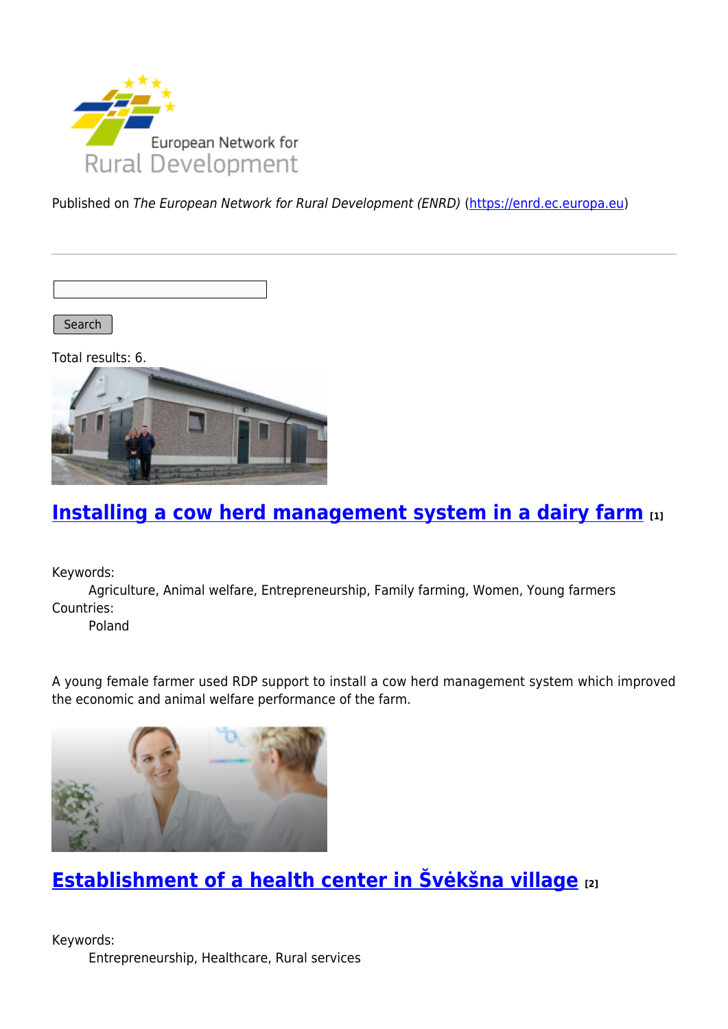Published on *The European Network for Rural Development (ENRD)* (https://enrd.ec.europa.eu)

Search

Total results: 6.

## Installing a cow herd management system in a dairy farm [1]

Keywords:
Agriculture, Animal welfare, Entrepreneurship, Family farming, Women, Young farmers

Countries:
Poland

A young female farmer used RDP support to install a cow herd management system which improved the economic and animal welfare performance of the farm.

## Establishment of a health center in Švėkšna village [2]

Keywords:
Entrepreneurship, Healthcare, Rural services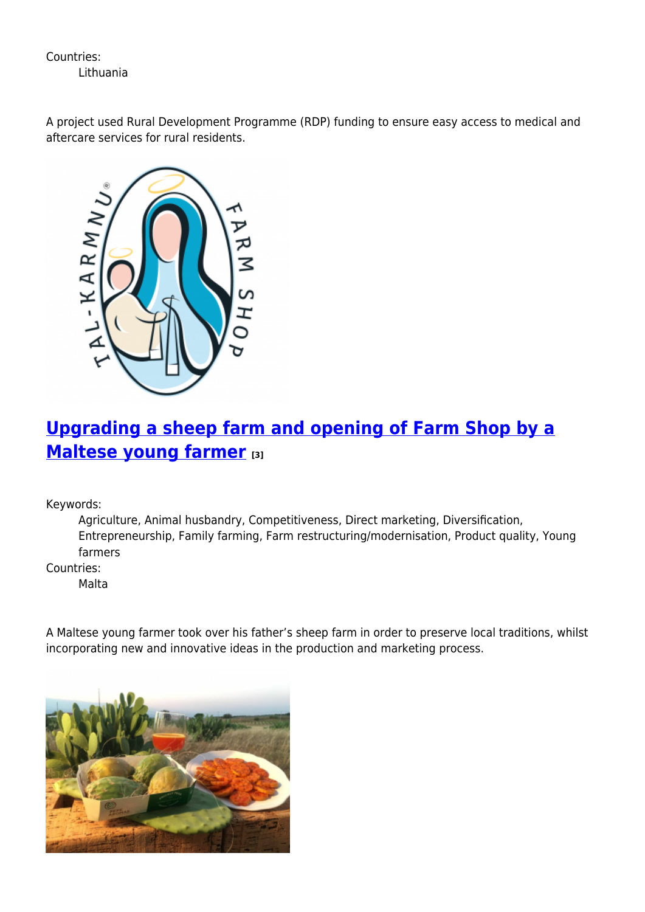Countries:
Lithuania

A project used Rural Development Programme (RDP) funding to ensure easy access to medical and aftercare services for rural residents.

## Upgrading a sheep farm and opening of Farm Shop by a Maltese young farmer [3]

Keywords:
Agriculture, Animal husbandry, Competitiveness, Direct marketing, Diversification, Entrepreneurship, Family farming, Farm restructuring/modernisation, Product quality, Young farmers

Countries:
Malta

A Maltese young farmer took over his father's sheep farm in order to preserve local traditions, whilst incorporating new and innovative ideas in the production and marketing process.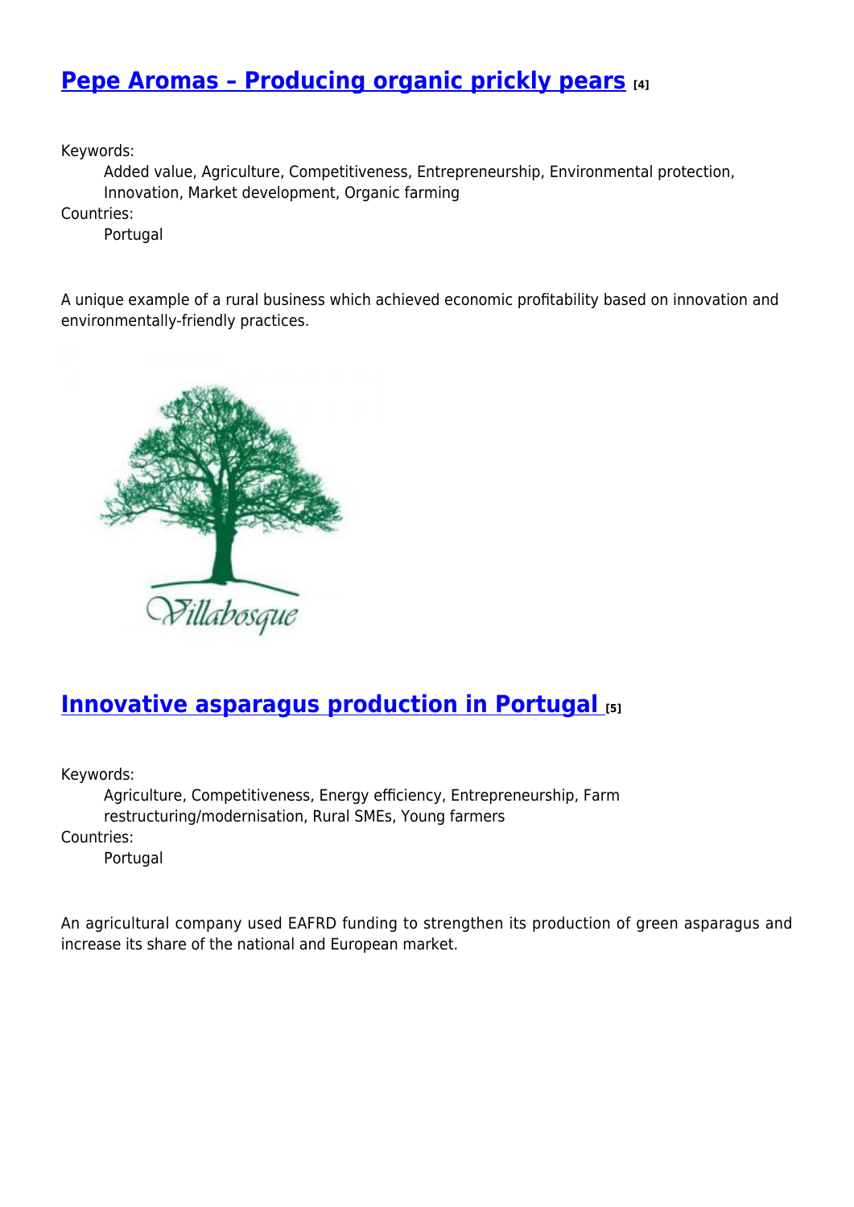## Pepe Aromas – Producing organic prickly pears [4]

Keywords:
Added value, Agriculture, Competitiveness, Entrepreneurship, Environmental protection, Innovation, Market development, Organic farming

Countries:
Portugal

A unique example of a rural business which achieved economic profitability based on innovation and environmentally-friendly practices.

## Innovative asparagus production in Portugal [5]

Keywords:
Agriculture, Competitiveness, Energy efficiency, Entrepreneurship, Farm restructuring/modernisation, Rural SMEs, Young farmers

Countries:
Portugal

An agricultural company used EAFRD funding to strengthen its production of green asparagus and increase its share of the national and European market.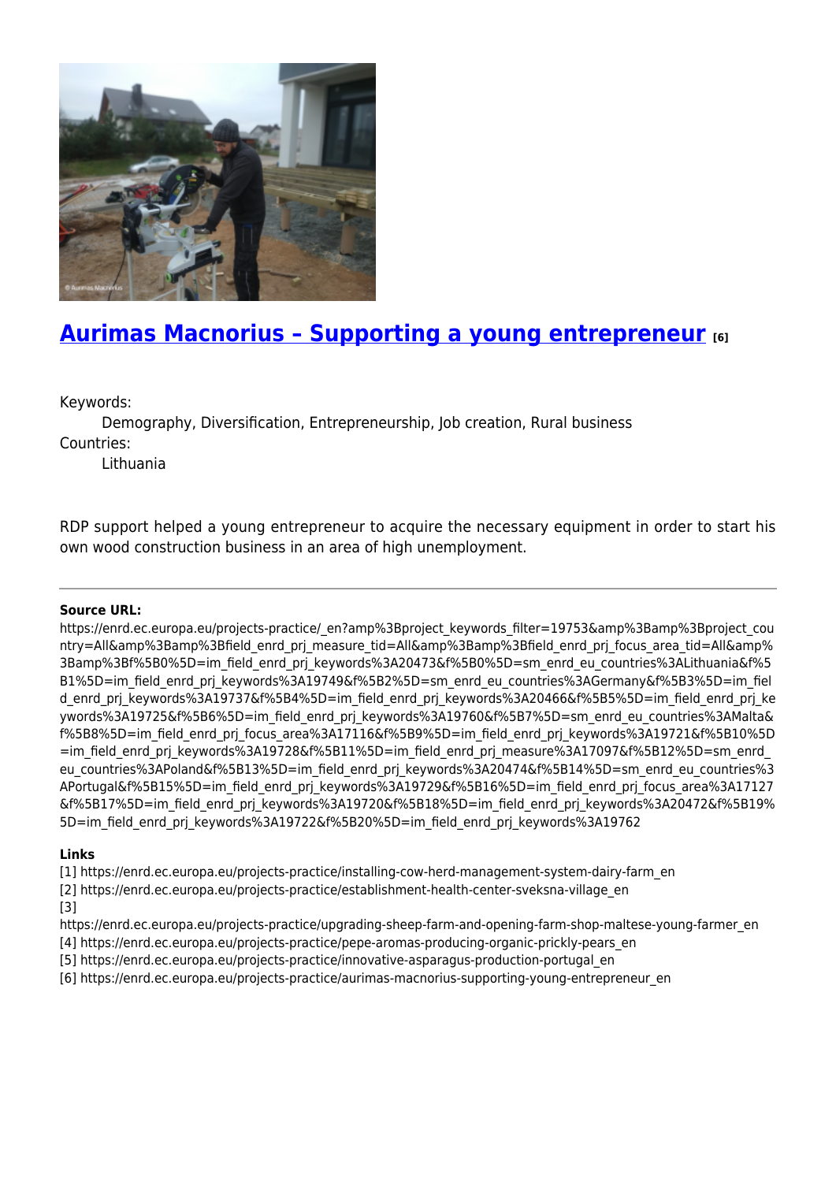## [Aurimas Macnorius – Supporting a young entrepreneur](https://enrd.ec.europa.eu/projects-practice/aurimas-macnorius-supporting-young-entrepreneur_en) [6]

Keywords:
: Demography, Diversification, Entrepreneurship, Job creation, Rural business

Countries:
: Lithuania

RDP support helped a young entrepreneur to acquire the necessary equipment in order to start his own wood construction business in an area of high unemployment.

---

**Source URL:** https://enrd.ec.europa.eu/projects-practice/_en?amp%3Bproject_keywords_filter=19753&amp%3Bamp%3Bproject_country=All&amp%3Bamp%3Bfield_enrd_prj_measure_tid=All&amp%3Bamp%3Bfield_enrd_prj_focus_area_tid=All&amp%3Bamp%3Bf%5B0%5D=im_field_enrd_prj_keywords%3A20473&f%5B0%5D=sm_enrd_eu_countries%3ALithuania&f%5B1%5D=im_field_enrd_prj_keywords%3A19749&f%5B2%5D=sm_enrd_eu_countries%3AGermany&f%5B3%5D=im_field_enrd_prj_keywords%3A19737&f%5B4%5D=im_field_enrd_prj_keywords%3A20466&f%5B5%5D=im_field_enrd_prj_keywords%3A19725&f%5B6%5D=im_field_enrd_prj_keywords%3A19760&f%5B7%5D=sm_enrd_eu_countries%3AMalta&f%5B8%5D=im_field_enrd_prj_focus_area%3A17116&f%5B9%5D=im_field_enrd_prj_keywords%3A19721&f%5B10%5D=im_field_enrd_prj_keywords%3A19728&f%5B11%5D=im_field_enrd_prj_measure%3A17097&f%5B12%5D=sm_enrd_eu_countries%3APoland&f%5B13%5D=im_field_enrd_prj_keywords%3A20474&f%5B14%5D=sm_enrd_eu_countries%3APortugal&f%5B15%5D=im_field_enrd_prj_keywords%3A19729&f%5B16%5D=im_field_enrd_prj_focus_area%3A17127&f%5B17%5D=im_field_enrd_prj_keywords%3A19720&f%5B18%5D=im_field_enrd_prj_keywords%3A20472&f%5B19%5D=im_field_enrd_prj_keywords%3A19722&f%5B20%5D=im_field_enrd_prj_keywords%3A19762

**Links**

[1] https://enrd.ec.europa.eu/projects-practice/installing-cow-herd-management-system-dairy-farm_en
[2] https://enrd.ec.europa.eu/projects-practice/establishment-health-center-sveksna-village_en
[3] https://enrd.ec.europa.eu/projects-practice/upgrading-sheep-farm-and-opening-farm-shop-maltese-young-farmer_en
[4] https://enrd.ec.europa.eu/projects-practice/pepe-aromas-producing-organic-prickly-pears_en
[5] https://enrd.ec.europa.eu/projects-practice/innovative-asparagus-production-portugal_en
[6] https://enrd.ec.europa.eu/projects-practice/aurimas-macnorius-supporting-young-entrepreneur_en